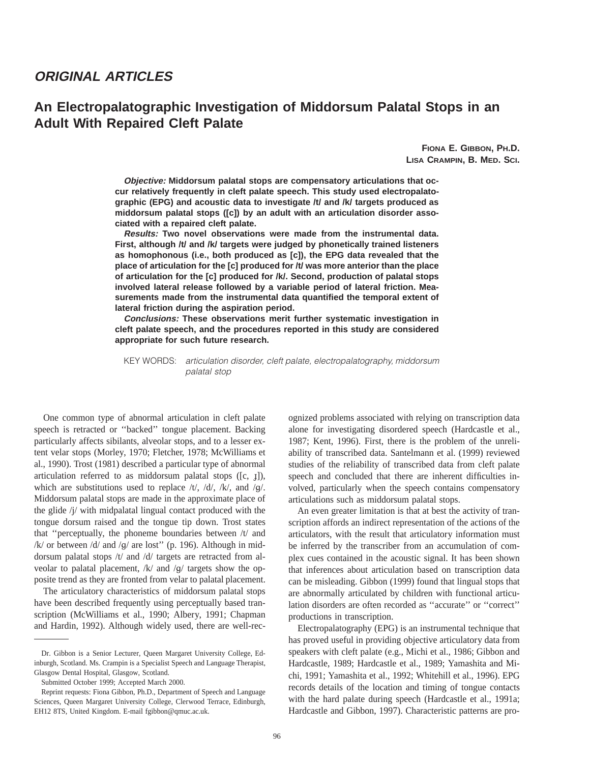## ORIGINAL ARTICLES

# An Electropalatographic Investigation of Middorsum Palatal Stops in an Adult With Repaired Cleft Palate

**Fiona E. Gibbon, Ph.D.**
**Lisa Crampin, B. Med. Sci.**

***Objective:*** **Middorsum palatal stops are compensatory articulations that occur relatively frequently in cleft palate speech. This study used electropalatographic (EPG) and acoustic data to investigate /t/ and /k/ targets produced as middorsum palatal stops ([c]) by an adult with an articulation disorder associated with a repaired cleft palate.**

***Results:*** **Two novel observations were made from the instrumental data. First, although /t/ and /k/ targets were judged by phonetically trained listeners as homophonous (i.e., both produced as [c]), the EPG data revealed that the place of articulation for the [c] produced for /t/ was more anterior than the place of articulation for the [c] produced for /k/. Second, production of palatal stops involved lateral release followed by a variable period of lateral friction. Measurements made from the instrumental data quantified the temporal extent of lateral friction during the aspiration period.**

***Conclusions:*** **These observations merit further systematic investigation in cleft palate speech, and the procedures reported in this study are considered appropriate for such future research.**

KEY WORDS: *articulation disorder, cleft palate, electropalatography, middorsum palatal stop*

One common type of abnormal articulation in cleft palate speech is retracted or ''backed'' tongue placement. Backing particularly affects sibilants, alveolar stops, and to a lesser extent velar stops (Morley, 1970; Fletcher, 1978; McWilliams et al., 1990). Trost (1981) described a particular type of abnormal articulation referred to as middorsum palatal stops ([c, ɟ]), which are substitutions used to replace /t/, /d/, /k/, and /g/. Middorsum palatal stops are made in the approximate place of the glide /j/ with midpalatal lingual contact produced with the tongue dorsum raised and the tongue tip down. Trost states that ''perceptually, the phoneme boundaries between /t/ and /k/ or between /d/ and /g/ are lost'' (p. 196). Although in middorsum palatal stops /t/ and /d/ targets are retracted from alveolar to palatal placement, /k/ and /g/ targets show the opposite trend as they are fronted from velar to palatal placement.

The articulatory characteristics of middorsum palatal stops have been described frequently using perceptually based transcription (McWilliams et al., 1990; Albery, 1991; Chapman and Hardin, 1992). Although widely used, there are well-recognized problems associated with relying on transcription data alone for investigating disordered speech (Hardcastle et al., 1987; Kent, 1996). First, there is the problem of the unreliability of transcribed data. Santelmann et al. (1999) reviewed studies of the reliability of transcribed data from cleft palate speech and concluded that there are inherent difficulties involved, particularly when the speech contains compensatory articulations such as middorsum palatal stops.

An even greater limitation is that at best the activity of transcription affords an indirect representation of the actions of the articulators, with the result that articulatory information must be inferred by the transcriber from an accumulation of complex cues contained in the acoustic signal. It has been shown that inferences about articulation based on transcription data can be misleading. Gibbon (1999) found that lingual stops that are abnormally articulated by children with functional articulation disorders are often recorded as ''accurate'' or ''correct'' productions in transcription.

Electropalatography (EPG) is an instrumental technique that has proved useful in providing objective articulatory data from speakers with cleft palate (e.g., Michi et al., 1986; Gibbon and Hardcastle, 1989; Hardcastle et al., 1989; Yamashita and Michi, 1991; Yamashita et al., 1992; Whitehill et al., 1996). EPG records details of the location and timing of tongue contacts with the hard palate during speech (Hardcastle et al., 1991a; Hardcastle and Gibbon, 1997). Characteristic patterns are pro-

---

Dr. Gibbon is a Senior Lecturer, Queen Margaret University College, Edinburgh, Scotland. Ms. Crampin is a Specialist Speech and Language Therapist, Glasgow Dental Hospital, Glasgow, Scotland.

Submitted October 1999; Accepted March 2000.

Reprint requests: Fiona Gibbon, Ph.D., Department of Speech and Language Sciences, Queen Margaret University College, Clerwood Terrace, Edinburgh, EH12 8TS, United Kingdom. E-mail fgibbon@qmuc.ac.uk.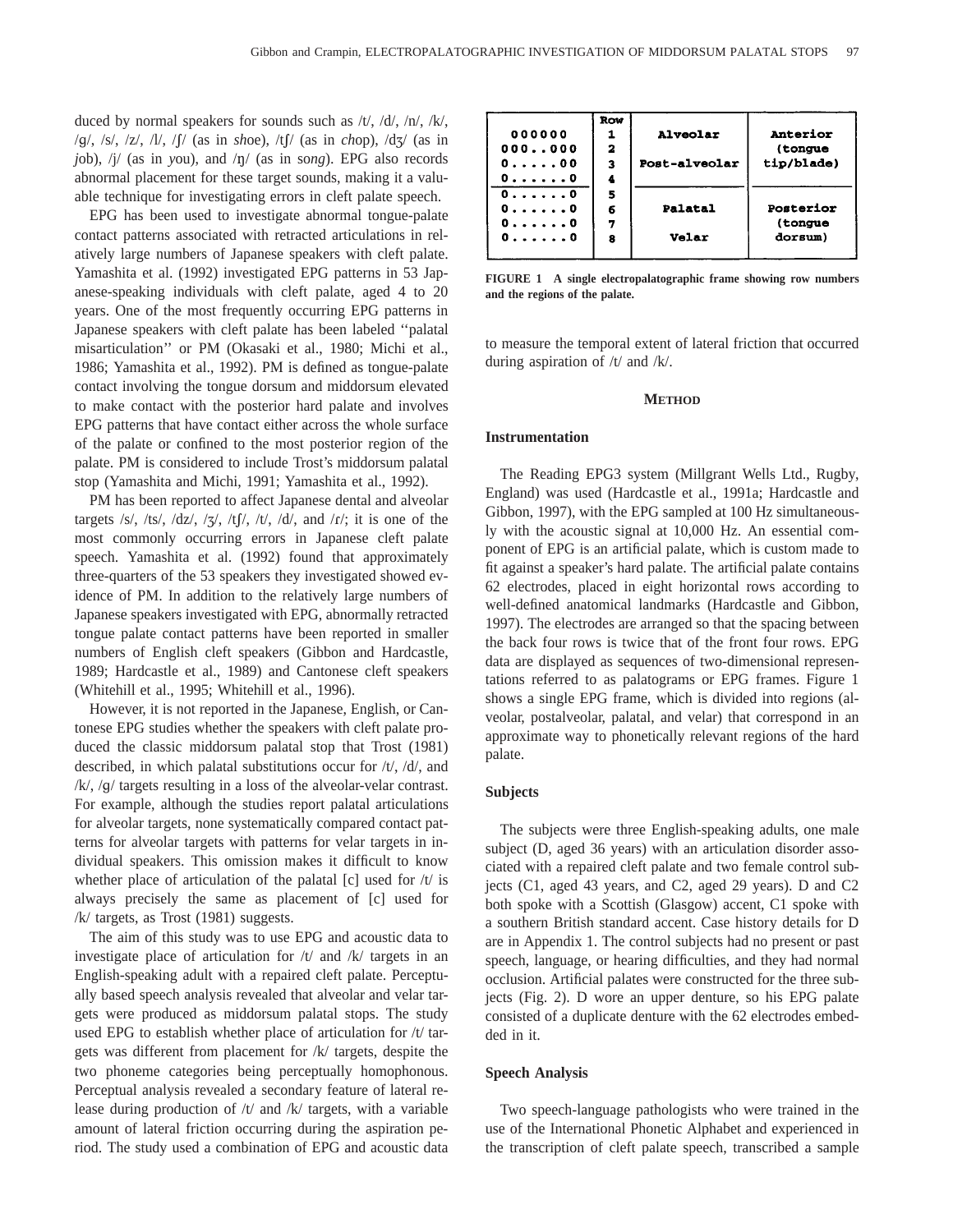duced by normal speakers for sounds such as /t/, /d/, /n/, /k/, /g/, /s/, /z/, /l/, /ʃ/ (as in *sh*oe), /tʃ/ (as in *ch*op), /dʒ/ (as in *j*ob), /j/ (as in *y*ou), and /ŋ/ (as in so*ng*). EPG also records abnormal placement for these target sounds, making it a valuable technique for investigating errors in cleft palate speech.

EPG has been used to investigate abnormal tongue-palate contact patterns associated with retracted articulations in relatively large numbers of Japanese speakers with cleft palate. Yamashita et al. (1992) investigated EPG patterns in 53 Japanese-speaking individuals with cleft palate, aged 4 to 20 years. One of the most frequently occurring EPG patterns in Japanese speakers with cleft palate has been labeled ''palatal misarticulation'' or PM (Okasaki et al., 1980; Michi et al., 1986; Yamashita et al., 1992). PM is defined as tongue-palate contact involving the tongue dorsum and middorsum elevated to make contact with the posterior hard palate and involves EPG patterns that have contact either across the whole surface of the palate or confined to the most posterior region of the palate. PM is considered to include Trost's middorsum palatal stop (Yamashita and Michi, 1991; Yamashita et al., 1992).

PM has been reported to affect Japanese dental and alveolar targets /s/, /ts/, /dz/, /ʒ/, /tʃ/, /t/, /d/, and /ɾ/; it is one of the most commonly occurring errors in Japanese cleft palate speech. Yamashita et al. (1992) found that approximately three-quarters of the 53 speakers they investigated showed evidence of PM. In addition to the relatively large numbers of Japanese speakers investigated with EPG, abnormally retracted tongue palate contact patterns have been reported in smaller numbers of English cleft speakers (Gibbon and Hardcastle, 1989; Hardcastle et al., 1989) and Cantonese cleft speakers (Whitehill et al., 1995; Whitehill et al., 1996).

However, it is not reported in the Japanese, English, or Cantonese EPG studies whether the speakers with cleft palate produced the classic middorsum palatal stop that Trost (1981) described, in which palatal substitutions occur for /t/, /d/, and /k/, /g/ targets resulting in a loss of the alveolar-velar contrast. For example, although the studies report palatal articulations for alveolar targets, none systematically compared contact patterns for alveolar targets with patterns for velar targets in individual speakers. This omission makes it difficult to know whether place of articulation of the palatal [c] used for /t/ is always precisely the same as placement of [c] used for /k/ targets, as Trost (1981) suggests.

The aim of this study was to use EPG and acoustic data to investigate place of articulation for /t/ and /k/ targets in an English-speaking adult with a repaired cleft palate. Perceptually based speech analysis revealed that alveolar and velar targets were produced as middorsum palatal stops. The study used EPG to establish whether place of articulation for /t/ targets was different from placement for /k/ targets, despite the two phoneme categories being perceptually homophonous. Perceptual analysis revealed a secondary feature of lateral release during production of /t/ and /k/ targets, with a variable amount of lateral friction occurring during the aspiration period. The study used a combination of EPG and acoustic data

| | Row | | |
|---|---|---|---|
| 000000 | 1 | Alveolar | Anterior (tongue tip/blade) |
| 000..000 | 2 | | |
| 0.....00 | 3 | Post-alveolar | |
| 0......0 | 4 | | |
| 0......0 | 5 | | Posterior (tongue dorsum) |
| 0......0 | 6 | Palatal | |
| 0......0 | 7 | | |
| 0......0 | 8 | Velar | |

**FIGURE 1 A single electropalatographic frame showing row numbers and the regions of the palate.**

to measure the temporal extent of lateral friction that occurred during aspiration of /t/ and /k/.

## METHOD

### Instrumentation

The Reading EPG3 system (Millgrant Wells Ltd., Rugby, England) was used (Hardcastle et al., 1991a; Hardcastle and Gibbon, 1997), with the EPG sampled at 100 Hz simultaneously with the acoustic signal at 10,000 Hz. An essential component of EPG is an artificial palate, which is custom made to fit against a speaker's hard palate. The artificial palate contains 62 electrodes, placed in eight horizontal rows according to well-defined anatomical landmarks (Hardcastle and Gibbon, 1997). The electrodes are arranged so that the spacing between the back four rows is twice that of the front four rows. EPG data are displayed as sequences of two-dimensional representations referred to as palatograms or EPG frames. Figure 1 shows a single EPG frame, which is divided into regions (alveolar, postalveolar, palatal, and velar) that correspond in an approximate way to phonetically relevant regions of the hard palate.

### Subjects

The subjects were three English-speaking adults, one male subject (D, aged 36 years) with an articulation disorder associated with a repaired cleft palate and two female control subjects (C1, aged 43 years, and C2, aged 29 years). D and C2 both spoke with a Scottish (Glasgow) accent, C1 spoke with a southern British standard accent. Case history details for D are in Appendix 1. The control subjects had no present or past speech, language, or hearing difficulties, and they had normal occlusion. Artificial palates were constructed for the three subjects (Fig. 2). D wore an upper denture, so his EPG palate consisted of a duplicate denture with the 62 electrodes embedded in it.

### Speech Analysis

Two speech-language pathologists who were trained in the use of the International Phonetic Alphabet and experienced in the transcription of cleft palate speech, transcribed a sample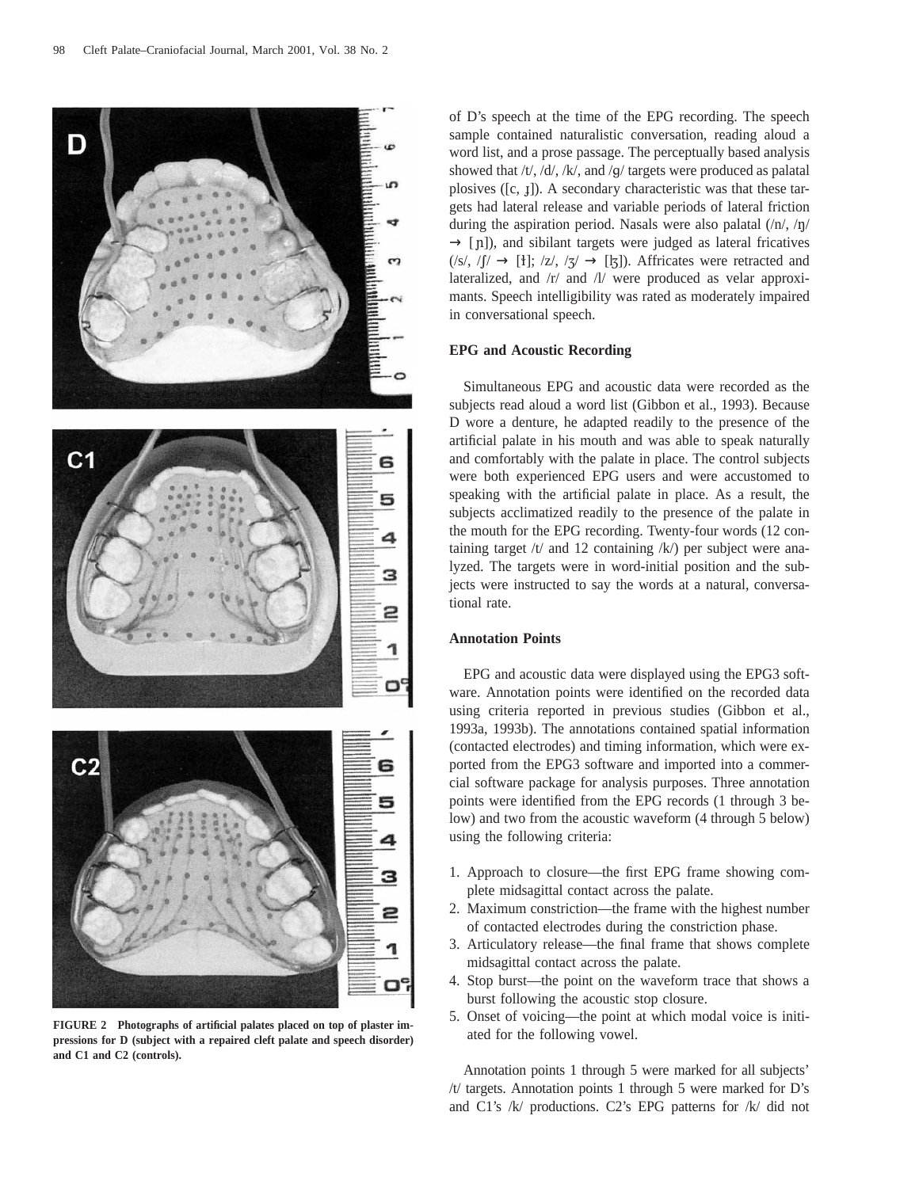FIGURE 2 Photographs of artificial palates placed on top of plaster impressions for D (subject with a repaired cleft palate and speech disorder) and C1 and C2 (controls).

of D's speech at the time of the EPG recording. The speech sample contained naturalistic conversation, reading aloud a word list, and a prose passage. The perceptually based analysis showed that /t/, /d/, /k/, and /g/ targets were produced as palatal plosives ([c, ɟ]). A secondary characteristic was that these targets had lateral release and variable periods of lateral friction during the aspiration period. Nasals were also palatal (/n/, /ŋ/ → [ɲ]), and sibilant targets were judged as lateral fricatives (/s/, /ʃ/ → [ɬ]; /z/, /ʒ/ → [ɮ]). Affricates were retracted and lateralized, and /r/ and /l/ were produced as velar approximants. Speech intelligibility was rated as moderately impaired in conversational speech.

## EPG and Acoustic Recording

Simultaneous EPG and acoustic data were recorded as the subjects read aloud a word list (Gibbon et al., 1993). Because D wore a denture, he adapted readily to the presence of the artificial palate in his mouth and was able to speak naturally and comfortably with the palate in place. The control subjects were both experienced EPG users and were accustomed to speaking with the artificial palate in place. As a result, the subjects acclimatized readily to the presence of the palate in the mouth for the EPG recording. Twenty-four words (12 containing target /t/ and 12 containing /k/) per subject were analyzed. The targets were in word-initial position and the subjects were instructed to say the words at a natural, conversational rate.

## Annotation Points

EPG and acoustic data were displayed using the EPG3 software. Annotation points were identified on the recorded data using criteria reported in previous studies (Gibbon et al., 1993a, 1993b). The annotations contained spatial information (contacted electrodes) and timing information, which were exported from the EPG3 software and imported into a commercial software package for analysis purposes. Three annotation points were identified from the EPG records (1 through 3 below) and two from the acoustic waveform (4 through 5 below) using the following criteria:

1. Approach to closure—the first EPG frame showing complete midsagittal contact across the palate.
2. Maximum constriction—the frame with the highest number of contacted electrodes during the constriction phase.
3. Articulatory release—the final frame that shows complete midsagittal contact across the palate.
4. Stop burst—the point on the waveform trace that shows a burst following the acoustic stop closure.
5. Onset of voicing—the point at which modal voice is initiated for the following vowel.

Annotation points 1 through 5 were marked for all subjects' /t/ targets. Annotation points 1 through 5 were marked for D's and C1's /k/ productions. C2's EPG patterns for /k/ did not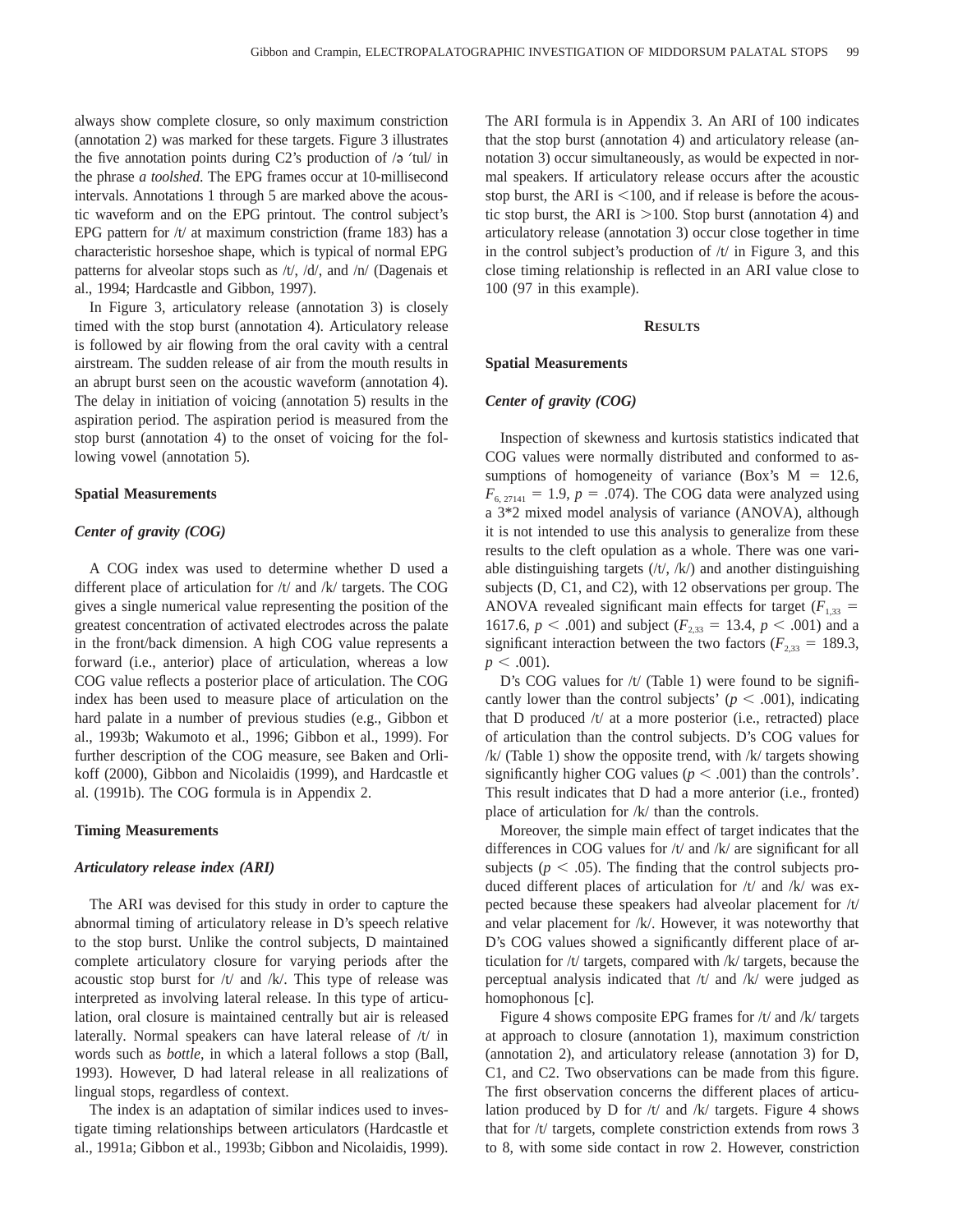always show complete closure, so only maximum constriction (annotation 2) was marked for these targets. Figure 3 illustrates the five annotation points during C2's production of /ə ˈtul/ in the phrase *a toolshed*. The EPG frames occur at 10-millisecond intervals. Annotations 1 through 5 are marked above the acoustic waveform and on the EPG printout. The control subject's EPG pattern for /t/ at maximum constriction (frame 183) has a characteristic horseshoe shape, which is typical of normal EPG patterns for alveolar stops such as /t/, /d/, and /n/ (Dagenais et al., 1994; Hardcastle and Gibbon, 1997).

In Figure 3, articulatory release (annotation 3) is closely timed with the stop burst (annotation 4). Articulatory release is followed by air flowing from the oral cavity with a central airstream. The sudden release of air from the mouth results in an abrupt burst seen on the acoustic waveform (annotation 4). The delay in initiation of voicing (annotation 5) results in the aspiration period. The aspiration period is measured from the stop burst (annotation 4) to the onset of voicing for the following vowel (annotation 5).

### Spatial Measurements

#### *Center of gravity (COG)*

A COG index was used to determine whether D used a different place of articulation for /t/ and /k/ targets. The COG gives a single numerical value representing the position of the greatest concentration of activated electrodes across the palate in the front/back dimension. A high COG value represents a forward (i.e., anterior) place of articulation, whereas a low COG value reflects a posterior place of articulation. The COG index has been used to measure place of articulation on the hard palate in a number of previous studies (e.g., Gibbon et al., 1993b; Wakumoto et al., 1996; Gibbon et al., 1999). For further description of the COG measure, see Baken and Orlikoff (2000), Gibbon and Nicolaidis (1999), and Hardcastle et al. (1991b). The COG formula is in Appendix 2.

### Timing Measurements

#### *Articulatory release index (ARI)*

The ARI was devised for this study in order to capture the abnormal timing of articulatory release in D's speech relative to the stop burst. Unlike the control subjects, D maintained complete articulatory closure for varying periods after the acoustic stop burst for /t/ and /k/. This type of release was interpreted as involving lateral release. In this type of articulation, oral closure is maintained centrally but air is released laterally. Normal speakers can have lateral release of /t/ in words such as *bottle*, in which a lateral follows a stop (Ball, 1993). However, D had lateral release in all realizations of lingual stops, regardless of context.

The index is an adaptation of similar indices used to investigate timing relationships between articulators (Hardcastle et al., 1991a; Gibbon et al., 1993b; Gibbon and Nicolaidis, 1999). The ARI formula is in Appendix 3. An ARI of 100 indicates that the stop burst (annotation 4) and articulatory release (annotation 3) occur simultaneously, as would be expected in normal speakers. If articulatory release occurs after the acoustic stop burst, the ARI is <100, and if release is before the acoustic stop burst, the ARI is >100. Stop burst (annotation 4) and articulatory release (annotation 3) occur close together in time in the control subject's production of /t/ in Figure 3, and this close timing relationship is reflected in an ARI value close to 100 (97 in this example).

## Results

### Spatial Measurements

#### *Center of gravity (COG)*

Inspection of skewness and kurtosis statistics indicated that COG values were normally distributed and conformed to assumptions of homogeneity of variance (Box's M = 12.6, $F_{6,\,27141} = 1.9$, $p = .074$). The COG data were analyzed using a 3*2 mixed model analysis of variance (ANOVA), although it is not intended to use this analysis to generalize from these results to the cleft opulation as a whole. There was one variable distinguishing targets (/t/, /k/) and another distinguishing subjects (D, C1, and C2), with 12 observations per group. The ANOVA revealed significant main effects for target ($F_{1,33} = 1617.6$, $p < .001$) and subject ($F_{2,33} = 13.4$, $p < .001$) and a significant interaction between the two factors ($F_{2,33} = 189.3$, $p < .001$).

D's COG values for /t/ (Table 1) were found to be significantly lower than the control subjects' ($p < .001$), indicating that D produced /t/ at a more posterior (i.e., retracted) place of articulation than the control subjects. D's COG values for /k/ (Table 1) show the opposite trend, with /k/ targets showing significantly higher COG values ($p < .001$) than the controls'. This result indicates that D had a more anterior (i.e., fronted) place of articulation for /k/ than the controls.

Moreover, the simple main effect of target indicates that the differences in COG values for /t/ and /k/ are significant for all subjects ($p < .05$). The finding that the control subjects produced different places of articulation for /t/ and /k/ was expected because these speakers had alveolar placement for /t/ and velar placement for /k/. However, it was noteworthy that D's COG values showed a significantly different place of articulation for /t/ targets, compared with /k/ targets, because the perceptual analysis indicated that /t/ and /k/ were judged as homophonous [c].

Figure 4 shows composite EPG frames for /t/ and /k/ targets at approach to closure (annotation 1), maximum constriction (annotation 2), and articulatory release (annotation 3) for D, C1, and C2. Two observations can be made from this figure. The first observation concerns the different places of articulation produced by D for /t/ and /k/ targets. Figure 4 shows that for /t/ targets, complete constriction extends from rows 3 to 8, with some side contact in row 2. However, constriction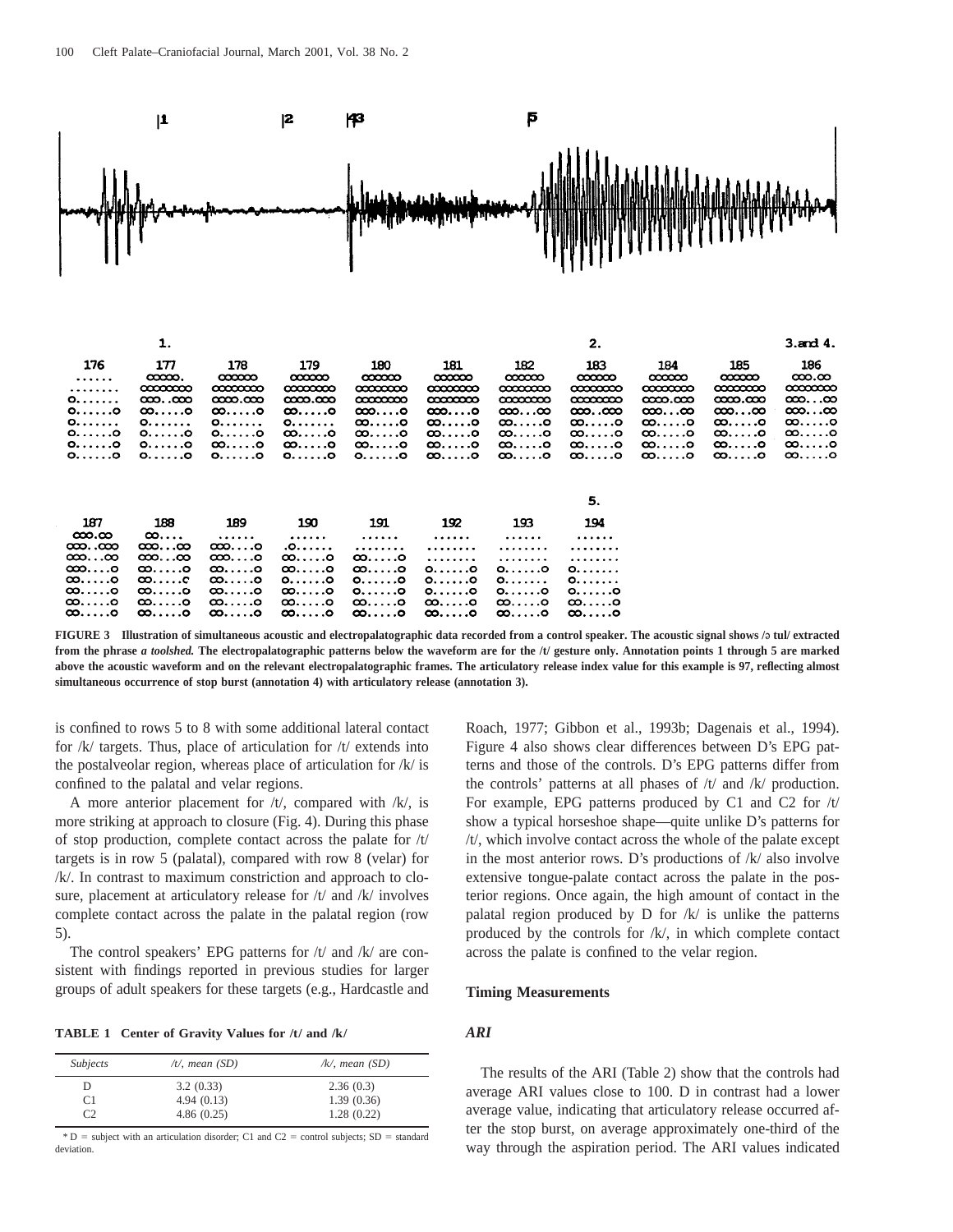FIGURE 3 Illustration of simultaneous acoustic and electropalatographic data recorded from a control speaker. The acoustic signal shows /ə tul/ extracted from the phrase *a toolshed.* The electropalatographic patterns below the waveform are for the /t/ gesture only. Annotation points 1 through 5 are marked above the acoustic waveform and on the relevant electropalatographic frames. The articulatory release index value for this example is 97, reflecting almost simultaneous occurrence of stop burst (annotation 4) with articulatory release (annotation 3).

is confined to rows 5 to 8 with some additional lateral contact for /k/ targets. Thus, place of articulation for /t/ extends into the postalveolar region, whereas place of articulation for /k/ is confined to the palatal and velar regions.

A more anterior placement for /t/, compared with /k/, is more striking at approach to closure (Fig. 4). During this phase of stop production, complete contact across the palate for /t/ targets is in row 5 (palatal), compared with row 8 (velar) for /k/. In contrast to maximum constriction and approach to closure, placement at articulatory release for /t/ and /k/ involves complete contact across the palate in the palatal region (row 5).

The control speakers' EPG patterns for /t/ and /k/ are consistent with findings reported in previous studies for larger groups of adult speakers for these targets (e.g., Hardcastle and Roach, 1977; Gibbon et al., 1993b; Dagenais et al., 1994). Figure 4 also shows clear differences between D's EPG patterns and those of the controls. D's EPG patterns differ from the controls' patterns at all phases of /t/ and /k/ production. For example, EPG patterns produced by C1 and C2 for /t/ show a typical horseshoe shape—quite unlike D's patterns for /t/, which involve contact across the whole of the palate except in the most anterior rows. D's productions of /k/ also involve extensive tongue-palate contact across the palate in the posterior regions. Once again, the high amount of contact in the palatal region produced by D for /k/ is unlike the patterns produced by the controls for /k/, in which complete contact across the palate is confined to the velar region.

**TABLE 1 Center of Gravity Values for /t/ and /k/**

| *Subjects* | */t/, mean (SD)* | */k/, mean (SD)* |
|---|---|---|
| D | 3.2 (0.33) | 2.36 (0.3) |
| C1 | 4.94 (0.13) | 1.39 (0.36) |
| C2 | 4.86 (0.25) | 1.28 (0.22) |

* D = subject with an articulation disorder; C1 and C2 = control subjects; SD = standard deviation.

### Timing Measurements

#### *ARI*

The results of the ARI (Table 2) show that the controls had average ARI values close to 100. D in contrast had a lower average value, indicating that articulatory release occurred after the stop burst, on average approximately one-third of the way through the aspiration period. The ARI values indicated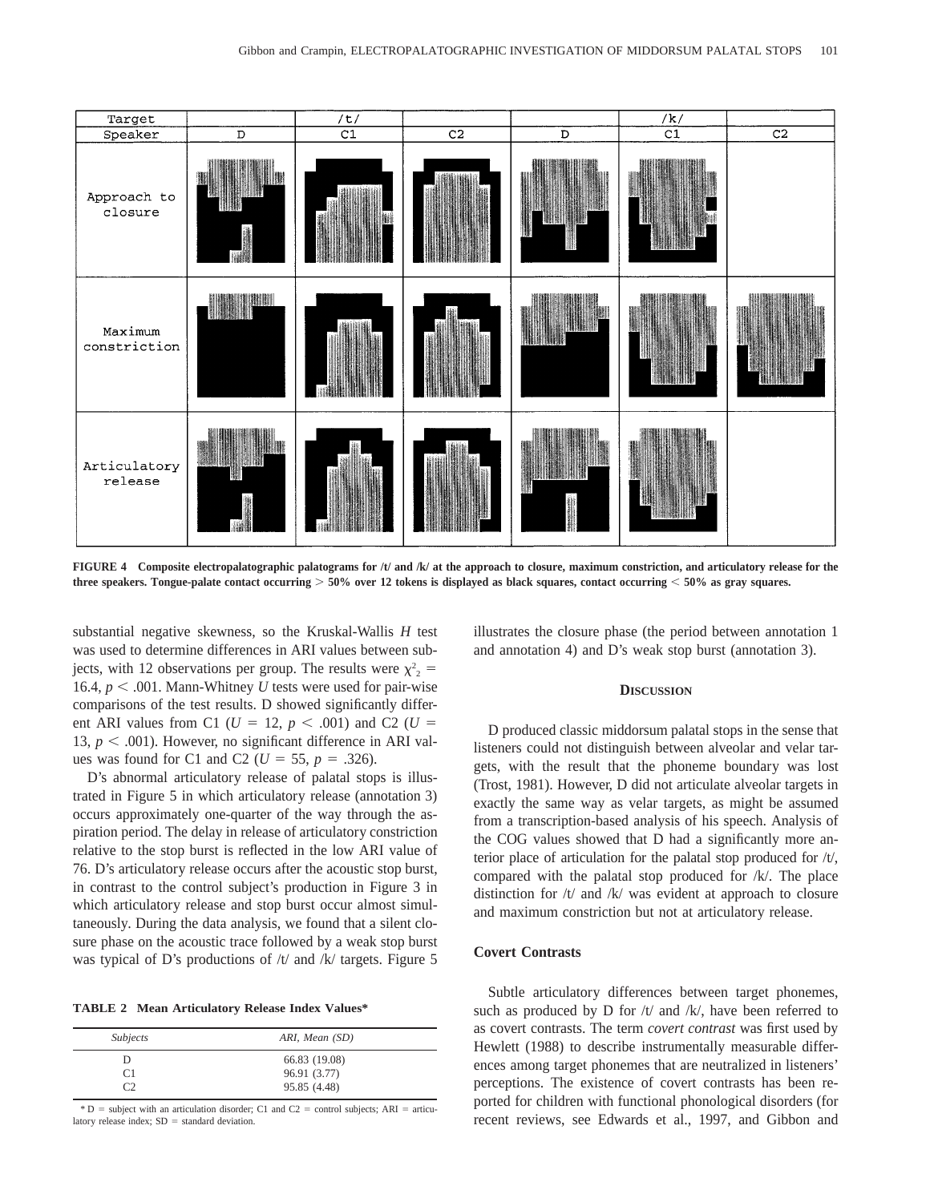FIGURE 4 Composite electropalatographic palatograms for /t/ and /k/ at the approach to closure, maximum constriction, and articulatory release for the three speakers. Tongue-palate contact occurring > 50% over 12 tokens is displayed as black squares, contact occurring < 50% as gray squares.

substantial negative skewness, so the Kruskal-Wallis *H* test was used to determine differences in ARI values between subjects, with 12 observations per group. The results were $\chi^2_2 = 16.4$, $p < .001$. Mann-Whitney *U* tests were used for pair-wise comparisons of the test results. D showed significantly different ARI values from C1 ($U = 12$, $p < .001$) and C2 ($U = 13$, $p < .001$). However, no significant difference in ARI values was found for C1 and C2 ($U = 55$, $p = .326$).

D's abnormal articulatory release of palatal stops is illustrated in Figure 5 in which articulatory release (annotation 3) occurs approximately one-quarter of the way through the aspiration period. The delay in release of articulatory constriction relative to the stop burst is reflected in the low ARI value of 76. D's articulatory release occurs after the acoustic stop burst, in contrast to the control subject's production in Figure 3 in which articulatory release and stop burst occur almost simultaneously. During the data analysis, we found that a silent closure phase on the acoustic trace followed by a weak stop burst was typical of D's productions of /t/ and /k/ targets. Figure 5 illustrates the closure phase (the period between annotation 1 and annotation 4) and D's weak stop burst (annotation 3).

**TABLE 2 Mean Articulatory Release Index Values***

| *Subjects* | *ARI, Mean (SD)* |
|---|---|
| D | 66.83 (19.08) |
| C1 | 96.91 (3.77) |
| C2 | 95.85 (4.48) |

* D = subject with an articulation disorder; C1 and C2 = control subjects; ARI = articulatory release index; SD = standard deviation.

## Discussion

D produced classic middorsum palatal stops in the sense that listeners could not distinguish between alveolar and velar targets, with the result that the phoneme boundary was lost (Trost, 1981). However, D did not articulate alveolar targets in exactly the same way as velar targets, as might be assumed from a transcription-based analysis of his speech. Analysis of the COG values showed that D had a significantly more anterior place of articulation for the palatal stop produced for /t/, compared with the palatal stop produced for /k/. The place distinction for /t/ and /k/ was evident at approach to closure and maximum constriction but not at articulatory release.

### Covert Contrasts

Subtle articulatory differences between target phonemes, such as produced by D for /t/ and /k/, have been referred to as covert contrasts. The term *covert contrast* was first used by Hewlett (1988) to describe instrumentally measurable differences among target phonemes that are neutralized in listeners' perceptions. The existence of covert contrasts has been reported for children with functional phonological disorders (for recent reviews, see Edwards et al., 1997, and Gibbon and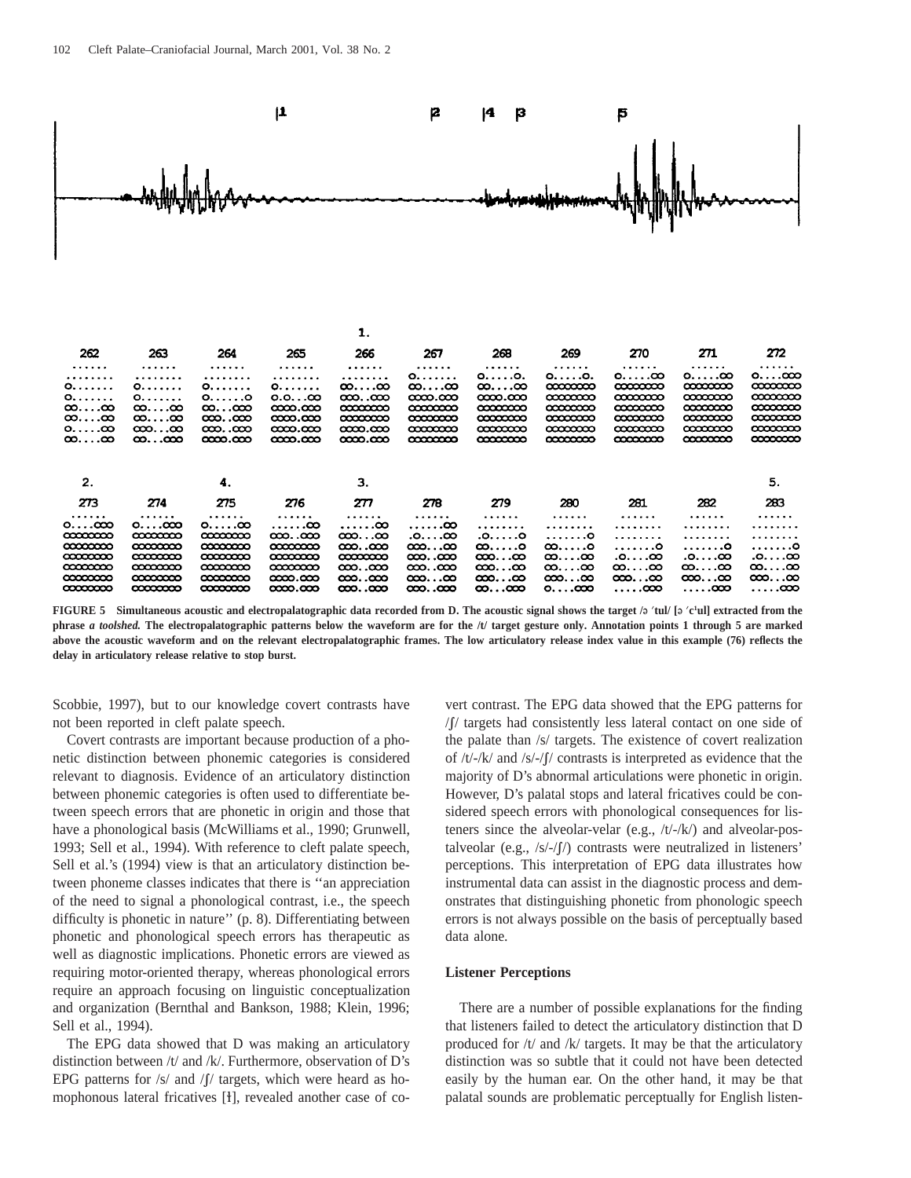FIGURE 5 Simultaneous acoustic and electropalatographic data recorded from D. The acoustic signal shows the target /ə ˈtul/ [ə ˈcʰul] extracted from the phrase *a toolshed.* The electropalatographic patterns below the waveform are for the /t/ target gesture only. Annotation points 1 through 5 are marked above the acoustic waveform and on the relevant electropalatographic frames. The low articulatory release index value in this example (76) reflects the delay in articulatory release relative to stop burst.

Scobbie, 1997), but to our knowledge covert contrasts have not been reported in cleft palate speech.

Covert contrasts are important because production of a phonetic distinction between phonemic categories is considered relevant to diagnosis. Evidence of an articulatory distinction between phonemic categories is often used to differentiate between speech errors that are phonetic in origin and those that have a phonological basis (McWilliams et al., 1990; Grunwell, 1993; Sell et al., 1994). With reference to cleft palate speech, Sell et al.'s (1994) view is that an articulatory distinction between phoneme classes indicates that there is ''an appreciation of the need to signal a phonological contrast, i.e., the speech difficulty is phonetic in nature'' (p. 8). Differentiating between phonetic and phonological speech errors has therapeutic as well as diagnostic implications. Phonetic errors are viewed as requiring motor-oriented therapy, whereas phonological errors require an approach focusing on linguistic conceptualization and organization (Bernthal and Bankson, 1988; Klein, 1996; Sell et al., 1994).

The EPG data showed that D was making an articulatory distinction between /t/ and /k/. Furthermore, observation of D's EPG patterns for /s/ and /ʃ/ targets, which were heard as homophonous lateral fricatives [ɬ], revealed another case of covert contrast. The EPG data showed that the EPG patterns for /ʃ/ targets had consistently less lateral contact on one side of the palate than /s/ targets. The existence of covert realization of /t/-/k/ and /s/-/ʃ/ contrasts is interpreted as evidence that the majority of D's abnormal articulations were phonetic in origin. However, D's palatal stops and lateral fricatives could be considered speech errors with phonological consequences for listeners since the alveolar-velar (e.g., /t/-/k/) and alveolar-postalveolar (e.g., /s/-/ʃ/) contrasts were neutralized in listeners' perceptions. This interpretation of EPG data illustrates how instrumental data can assist in the diagnostic process and demonstrates that distinguishing phonetic from phonologic speech errors is not always possible on the basis of perceptually based data alone.

### Listener Perceptions

There are a number of possible explanations for the finding that listeners failed to detect the articulatory distinction that D produced for /t/ and /k/ targets. It may be that the articulatory distinction was so subtle that it could not have been detected easily by the human ear. On the other hand, it may be that palatal sounds are problematic perceptually for English listen-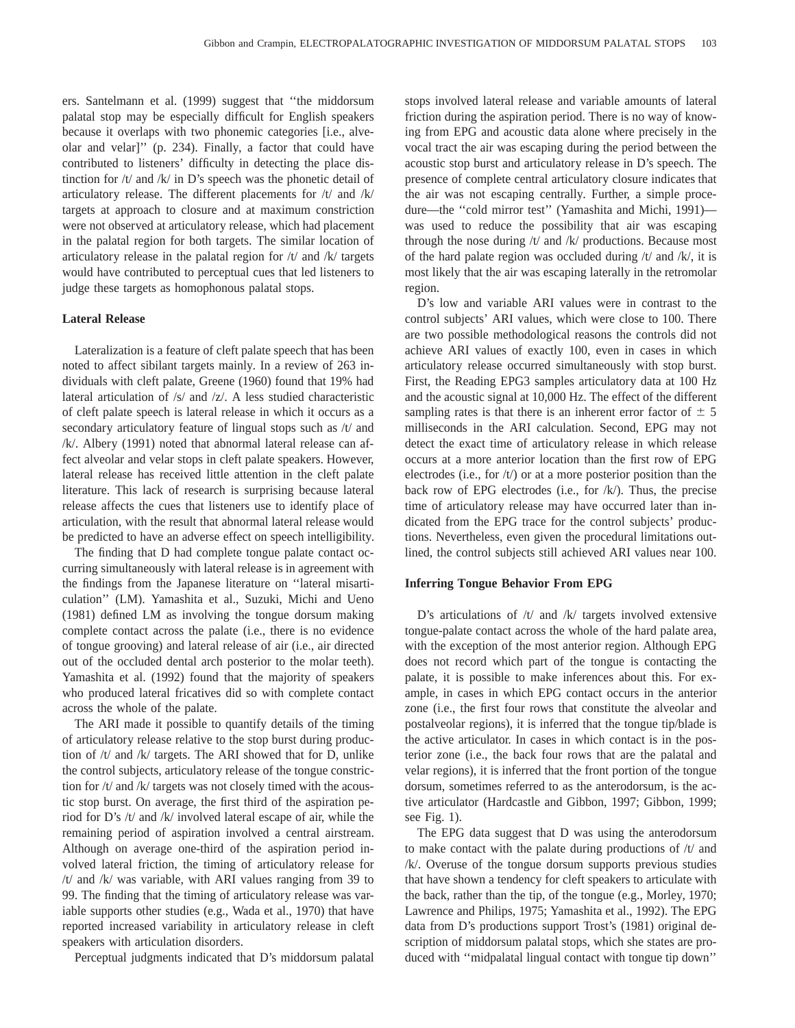ers. Santelmann et al. (1999) suggest that ''the middorsum palatal stop may be especially difficult for English speakers because it overlaps with two phonemic categories [i.e., alveolar and velar]'' (p. 234). Finally, a factor that could have contributed to listeners' difficulty in detecting the place distinction for /t/ and /k/ in D's speech was the phonetic detail of articulatory release. The different placements for /t/ and /k/ targets at approach to closure and at maximum constriction were not observed at articulatory release, which had placement in the palatal region for both targets. The similar location of articulatory release in the palatal region for /t/ and /k/ targets would have contributed to perceptual cues that led listeners to judge these targets as homophonous palatal stops.

### Lateral Release

Lateralization is a feature of cleft palate speech that has been noted to affect sibilant targets mainly. In a review of 263 individuals with cleft palate, Greene (1960) found that 19% had lateral articulation of /s/ and /z/. A less studied characteristic of cleft palate speech is lateral release in which it occurs as a secondary articulatory feature of lingual stops such as /t/ and /k/. Albery (1991) noted that abnormal lateral release can affect alveolar and velar stops in cleft palate speakers. However, lateral release has received little attention in the cleft palate literature. This lack of research is surprising because lateral release affects the cues that listeners use to identify place of articulation, with the result that abnormal lateral release would be predicted to have an adverse effect on speech intelligibility.

The finding that D had complete tongue palate contact occurring simultaneously with lateral release is in agreement with the findings from the Japanese literature on ''lateral misarticulation'' (LM). Yamashita et al., Suzuki, Michi and Ueno (1981) defined LM as involving the tongue dorsum making complete contact across the palate (i.e., there is no evidence of tongue grooving) and lateral release of air (i.e., air directed out of the occluded dental arch posterior to the molar teeth). Yamashita et al. (1992) found that the majority of speakers who produced lateral fricatives did so with complete contact across the whole of the palate.

The ARI made it possible to quantify details of the timing of articulatory release relative to the stop burst during production of /t/ and /k/ targets. The ARI showed that for D, unlike the control subjects, articulatory release of the tongue constriction for /t/ and /k/ targets was not closely timed with the acoustic stop burst. On average, the first third of the aspiration period for D's /t/ and /k/ involved lateral escape of air, while the remaining period of aspiration involved a central airstream. Although on average one-third of the aspiration period involved lateral friction, the timing of articulatory release for /t/ and /k/ was variable, with ARI values ranging from 39 to 99. The finding that the timing of articulatory release was variable supports other studies (e.g., Wada et al., 1970) that have reported increased variability in articulatory release in cleft speakers with articulation disorders.

Perceptual judgments indicated that D's middorsum palatal stops involved lateral release and variable amounts of lateral friction during the aspiration period. There is no way of knowing from EPG and acoustic data alone where precisely in the vocal tract the air was escaping during the period between the acoustic stop burst and articulatory release in D's speech. The presence of complete central articulatory closure indicates that the air was not escaping centrally. Further, a simple procedure—the ''cold mirror test'' (Yamashita and Michi, 1991)—was used to reduce the possibility that air was escaping through the nose during /t/ and /k/ productions. Because most of the hard palate region was occluded during /t/ and /k/, it is most likely that the air was escaping laterally in the retromolar region.

D's low and variable ARI values were in contrast to the control subjects' ARI values, which were close to 100. There are two possible methodological reasons the controls did not achieve ARI values of exactly 100, even in cases in which articulatory release occurred simultaneously with stop burst. First, the Reading EPG3 samples articulatory data at 100 Hz and the acoustic signal at 10,000 Hz. The effect of the different sampling rates is that there is an inherent error factor of $\pm$ 5 milliseconds in the ARI calculation. Second, EPG may not detect the exact time of articulatory release in which release occurs at a more anterior location than the first row of EPG electrodes (i.e., for /t/) or at a more posterior position than the back row of EPG electrodes (i.e., for /k/). Thus, the precise time of articulatory release may have occurred later than indicated from the EPG trace for the control subjects' productions. Nevertheless, even given the procedural limitations outlined, the control subjects still achieved ARI values near 100.

### Inferring Tongue Behavior From EPG

D's articulations of /t/ and /k/ targets involved extensive tongue-palate contact across the whole of the hard palate area, with the exception of the most anterior region. Although EPG does not record which part of the tongue is contacting the palate, it is possible to make inferences about this. For example, in cases in which EPG contact occurs in the anterior zone (i.e., the first four rows that constitute the alveolar and postalveolar regions), it is inferred that the tongue tip/blade is the active articulator. In cases in which contact is in the posterior zone (i.e., the back four rows that are the palatal and velar regions), it is inferred that the front portion of the tongue dorsum, sometimes referred to as the anterodorsum, is the active articulator (Hardcastle and Gibbon, 1997; Gibbon, 1999; see Fig. 1).

The EPG data suggest that D was using the anterodorsum to make contact with the palate during productions of /t/ and /k/. Overuse of the tongue dorsum supports previous studies that have shown a tendency for cleft speakers to articulate with the back, rather than the tip, of the tongue (e.g., Morley, 1970; Lawrence and Philips, 1975; Yamashita et al., 1992). The EPG data from D's productions support Trost's (1981) original description of middorsum palatal stops, which she states are produced with ''midpalatal lingual contact with tongue tip down''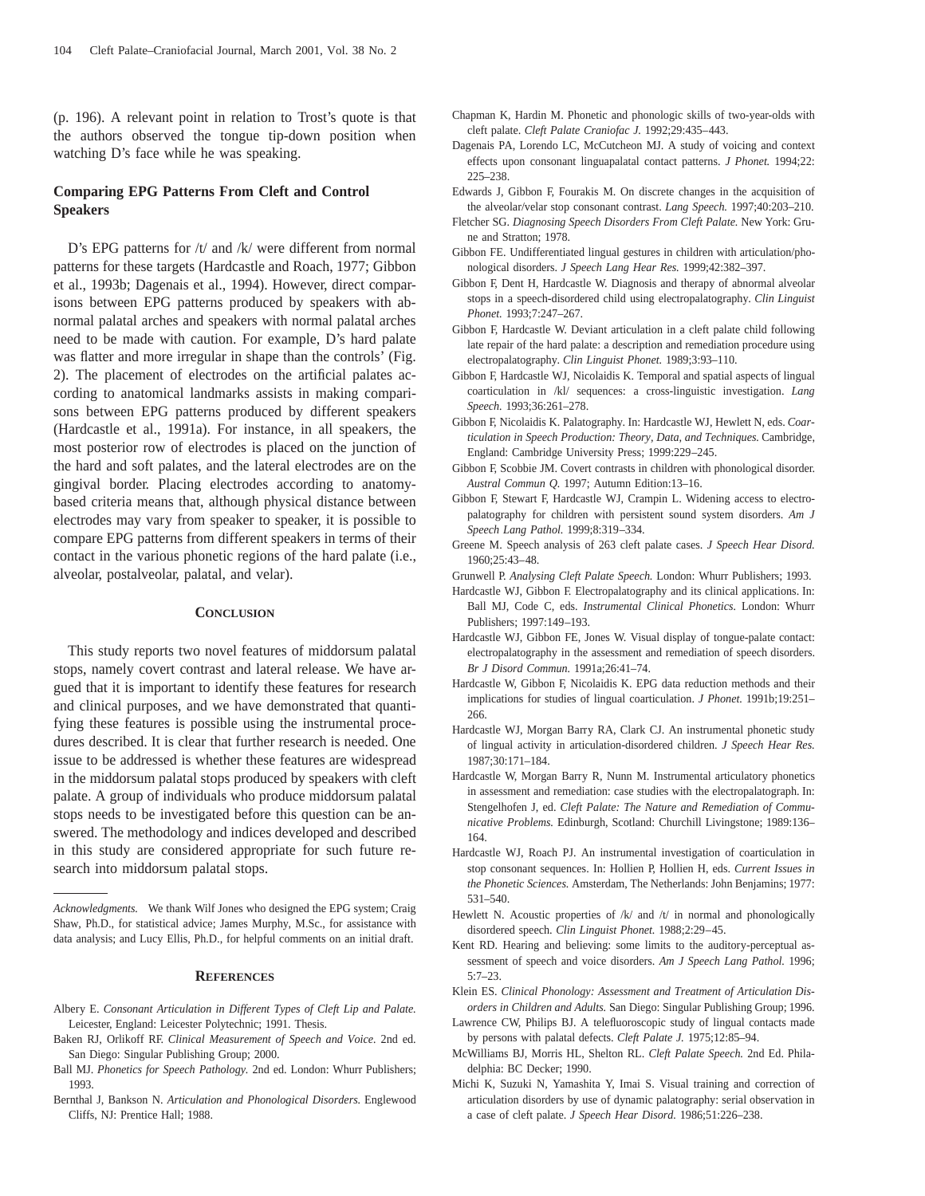(p. 196). A relevant point in relation to Trost's quote is that the authors observed the tongue tip-down position when watching D's face while he was speaking.

### Comparing EPG Patterns From Cleft and Control Speakers

D's EPG patterns for /t/ and /k/ were different from normal patterns for these targets (Hardcastle and Roach, 1977; Gibbon et al., 1993b; Dagenais et al., 1994). However, direct comparisons between EPG patterns produced by speakers with abnormal palatal arches and speakers with normal palatal arches need to be made with caution. For example, D's hard palate was flatter and more irregular in shape than the controls' (Fig. 2). The placement of electrodes on the artificial palates according to anatomical landmarks assists in making comparisons between EPG patterns produced by different speakers (Hardcastle et al., 1991a). For instance, in all speakers, the most posterior row of electrodes is placed on the junction of the hard and soft palates, and the lateral electrodes are on the gingival border. Placing electrodes according to anatomy-based criteria means that, although physical distance between electrodes may vary from speaker to speaker, it is possible to compare EPG patterns from different speakers in terms of their contact in the various phonetic regions of the hard palate (i.e., alveolar, postalveolar, palatal, and velar).

## Conclusion

This study reports two novel features of middorsum palatal stops, namely covert contrast and lateral release. We have argued that it is important to identify these features for research and clinical purposes, and we have demonstrated that quantifying these features is possible using the instrumental procedures described. It is clear that further research is needed. One issue to be addressed is whether these features are widespread in the middorsum palatal stops produced by speakers with cleft palate. A group of individuals who produce middorsum palatal stops needs to be investigated before this question can be answered. The methodology and indices developed and described in this study are considered appropriate for such future research into middorsum palatal stops.

*Acknowledgments.* We thank Wilf Jones who designed the EPG system; Craig Shaw, Ph.D., for statistical advice; James Murphy, M.Sc., for assistance with data analysis; and Lucy Ellis, Ph.D., for helpful comments on an initial draft.

## References

Albery E. *Consonant Articulation in Different Types of Cleft Lip and Palate.* Leicester, England: Leicester Polytechnic; 1991. Thesis.

Baken RJ, Orlikoff RF. *Clinical Measurement of Speech and Voice*. 2nd ed. San Diego: Singular Publishing Group; 2000.

Ball MJ. *Phonetics for Speech Pathology.* 2nd ed. London: Whurr Publishers; 1993.

Bernthal J, Bankson N. *Articulation and Phonological Disorders.* Englewood Cliffs, NJ: Prentice Hall; 1988.

Chapman K, Hardin M. Phonetic and phonologic skills of two-year-olds with cleft palate. *Cleft Palate Craniofac J.* 1992;29:435–443.

Dagenais PA, Lorendo LC, McCutcheon MJ. A study of voicing and context effects upon consonant linguapalatal contact patterns. *J Phonet.* 1994;22: 225–238.

Edwards J, Gibbon F, Fourakis M. On discrete changes in the acquisition of the alveolar/velar stop consonant contrast. *Lang Speech.* 1997;40:203–210.

Fletcher SG. *Diagnosing Speech Disorders From Cleft Palate.* New York: Grune and Stratton; 1978.

Gibbon FE. Undifferentiated lingual gestures in children with articulation/phonological disorders. *J Speech Lang Hear Res.* 1999;42:382–397.

Gibbon F, Dent H, Hardcastle W. Diagnosis and therapy of abnormal alveolar stops in a speech-disordered child using electropalatography. *Clin Linguist Phonet.* 1993;7:247–267.

Gibbon F, Hardcastle W. Deviant articulation in a cleft palate child following late repair of the hard palate: a description and remediation procedure using electropalatography. *Clin Linguist Phonet.* 1989;3:93–110.

Gibbon F, Hardcastle WJ, Nicolaidis K. Temporal and spatial aspects of lingual coarticulation in /kl/ sequences: a cross-linguistic investigation. *Lang Speech.* 1993;36:261–278.

Gibbon F, Nicolaidis K. Palatography. In: Hardcastle WJ, Hewlett N, eds. *Coarticulation in Speech Production: Theory, Data, and Techniques.* Cambridge, England: Cambridge University Press; 1999:229–245.

Gibbon F, Scobbie JM. Covert contrasts in children with phonological disorder. *Austral Commun Q.* 1997; Autumn Edition:13–16.

Gibbon F, Stewart F, Hardcastle WJ, Crampin L. Widening access to electropalatography for children with persistent sound system disorders. *Am J Speech Lang Pathol.* 1999;8:319–334.

Greene M. Speech analysis of 263 cleft palate cases. *J Speech Hear Disord.* 1960;25:43–48.

Grunwell P. *Analysing Cleft Palate Speech.* London: Whurr Publishers; 1993.

Hardcastle WJ, Gibbon F. Electropalatography and its clinical applications. In: Ball MJ, Code C, eds. *Instrumental Clinical Phonetics*. London: Whurr Publishers; 1997:149–193.

Hardcastle WJ, Gibbon FE, Jones W. Visual display of tongue-palate contact: electropalatography in the assessment and remediation of speech disorders. *Br J Disord Commun.* 1991a;26:41–74.

Hardcastle W, Gibbon F, Nicolaidis K. EPG data reduction methods and their implications for studies of lingual coarticulation. *J Phonet.* 1991b;19:251–266.

Hardcastle WJ, Morgan Barry RA, Clark CJ. An instrumental phonetic study of lingual activity in articulation-disordered children. *J Speech Hear Res.* 1987;30:171–184.

Hardcastle W, Morgan Barry R, Nunn M. Instrumental articulatory phonetics in assessment and remediation: case studies with the electropalatograph. In: Stengelhofen J, ed. *Cleft Palate: The Nature and Remediation of Communicative Problems.* Edinburgh, Scotland: Churchill Livingstone; 1989:136–164.

Hardcastle WJ, Roach PJ. An instrumental investigation of coarticulation in stop consonant sequences. In: Hollien P, Hollien H, eds. *Current Issues in the Phonetic Sciences.* Amsterdam, The Netherlands: John Benjamins; 1977: 531–540.

Hewlett N. Acoustic properties of /k/ and /t/ in normal and phonologically disordered speech. *Clin Linguist Phonet.* 1988;2:29–45.

Kent RD. Hearing and believing: some limits to the auditory-perceptual assessment of speech and voice disorders. *Am J Speech Lang Pathol.* 1996; 5:7–23.

Klein ES. *Clinical Phonology: Assessment and Treatment of Articulation Disorders in Children and Adults.* San Diego: Singular Publishing Group; 1996.

Lawrence CW, Philips BJ. A telefluoroscopic study of lingual contacts made by persons with palatal defects. *Cleft Palate J.* 1975;12:85–94.

McWilliams BJ, Morris HL, Shelton RL. *Cleft Palate Speech.* 2nd Ed. Philadelphia: BC Decker; 1990.

Michi K, Suzuki N, Yamashita Y, Imai S. Visual training and correction of articulation disorders by use of dynamic palatography: serial observation in a case of cleft palate. *J Speech Hear Disord.* 1986;51:226–238.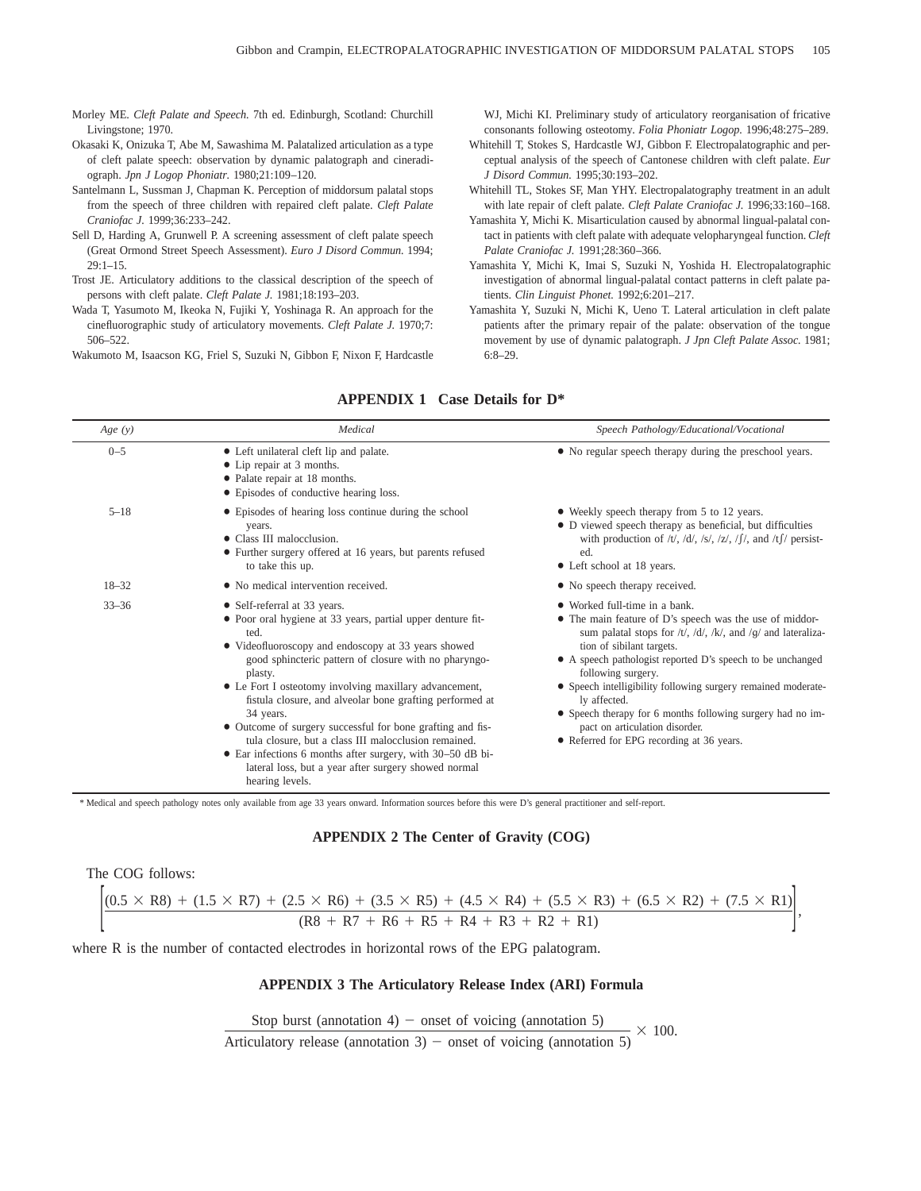Morley ME. *Cleft Palate and Speech.* 7th ed. Edinburgh, Scotland: Churchill Livingstone; 1970.

Okasaki K, Onizuka T, Abe M, Sawashima M. Palatalized articulation as a type of cleft palate speech: observation by dynamic palatograph and cineradiograph. *Jpn J Logop Phoniatr.* 1980;21:109–120.

Santelmann L, Sussman J, Chapman K. Perception of middorsum palatal stops from the speech of three children with repaired cleft palate. *Cleft Palate Craniofac J.* 1999;36:233–242.

Sell D, Harding A, Grunwell P. A screening assessment of cleft palate speech (Great Ormond Street Speech Assessment). *Euro J Disord Commun.* 1994; 29:1–15.

Trost JE. Articulatory additions to the classical description of the speech of persons with cleft palate. *Cleft Palate J.* 1981;18:193–203.

Wada T, Yasumoto M, Ikeoka N, Fujiki Y, Yoshinaga R. An approach for the cinefluorographic study of articulatory movements. *Cleft Palate J.* 1970;7: 506–522.

Wakumoto M, Isaacson KG, Friel S, Suzuki N, Gibbon F, Nixon F, Hardcastle WJ, Michi KI. Preliminary study of articulatory reorganisation of fricative consonants following osteotomy. *Folia Phoniatr Logop.* 1996;48:275–289.

Whitehill T, Stokes S, Hardcastle WJ, Gibbon F. Electropalatographic and perceptual analysis of the speech of Cantonese children with cleft palate. *Eur J Disord Commun.* 1995;30:193–202.

Whitehill TL, Stokes SF, Man YHY. Electropalatography treatment in an adult with late repair of cleft palate. *Cleft Palate Craniofac J.* 1996;33:160–168.

Yamashita Y, Michi K. Misarticulation caused by abnormal lingual-palatal contact in patients with cleft palate with adequate velopharyngeal function. *Cleft Palate Craniofac J.* 1991;28:360–366.

Yamashita Y, Michi K, Imai S, Suzuki N, Yoshida H. Electropalatographic investigation of abnormal lingual-palatal contact patterns in cleft palate patients. *Clin Linguist Phonet.* 1992;6:201–217.

Yamashita Y, Suzuki N, Michi K, Ueno T. Lateral articulation in cleft palate patients after the primary repair of the palate: observation of the tongue movement by use of dynamic palatograph. *J Jpn Cleft Palate Assoc.* 1981; 6:8–29.

## APPENDIX 1 Case Details for D*

| *Age (y)* | *Medical* | *Speech Pathology/Educational/Vocational* |
|---|---|---|
| 0–5 | • Left unilateral cleft lip and palate.<br>• Lip repair at 3 months.<br>• Palate repair at 18 months.<br>• Episodes of conductive hearing loss. | • No regular speech therapy during the preschool years. |
| 5–18 | • Episodes of hearing loss continue during the school years.<br>• Class III malocclusion.<br>• Further surgery offered at 16 years, but parents refused to take this up. | • Weekly speech therapy from 5 to 12 years.<br>• D viewed speech therapy as beneficial, but difficulties with production of /t/, /d/, /s/, /z/, /ʃ/, and /tʃ/ persisted.<br>• Left school at 18 years. |
| 18–32 | • No medical intervention received. | • No speech therapy received. |
| 33–36 | • Self-referral at 33 years.<br>• Poor oral hygiene at 33 years, partial upper denture fitted.<br>• Videofluoroscopy and endoscopy at 33 years showed good sphincteric pattern of closure with no pharyngoplasty.<br>• Le Fort I osteotomy involving maxillary advancement, fistula closure, and alveolar bone grafting performed at 34 years.<br>• Outcome of surgery successful for bone grafting and fistula closure, but a class III malocclusion remained.<br>• Ear infections 6 months after surgery, with 30–50 dB bilateral loss, but a year after surgery showed normal hearing levels. | • Worked full-time in a bank.<br>• The main feature of D's speech was the use of middorsum palatal stops for /t/, /d/, /k/, and /g/ and lateralization of sibilant targets.<br>• A speech pathologist reported D's speech to be unchanged following surgery.<br>• Speech intelligibility following surgery remained moderately affected.<br>• Speech therapy for 6 months following surgery had no impact on articulation disorder.<br>• Referred for EPG recording at 36 years. |

\* Medical and speech pathology notes only available from age 33 years onward. Information sources before this were D's general practitioner and self-report.

## APPENDIX 2 The Center of Gravity (COG)

The COG follows:

$$\left[\frac{(0.5 \times R8) + (1.5 \times R7) + (2.5 \times R6) + (3.5 \times R5) + (4.5 \times R4) + (5.5 \times R3) + (6.5 \times R2) + (7.5 \times R1)}{(R8 + R7 + R6 + R5 + R4 + R3 + R2 + R1)}\right],$$

where R is the number of contacted electrodes in horizontal rows of the EPG palatogram.

## APPENDIX 3 The Articulatory Release Index (ARI) Formula

$$\frac{\text{Stop burst (annotation 4)} - \text{onset of voicing (annotation 5)}}{\text{Articulatory release (annotation 3)} - \text{onset of voicing (annotation 5)}} \times 100.$$